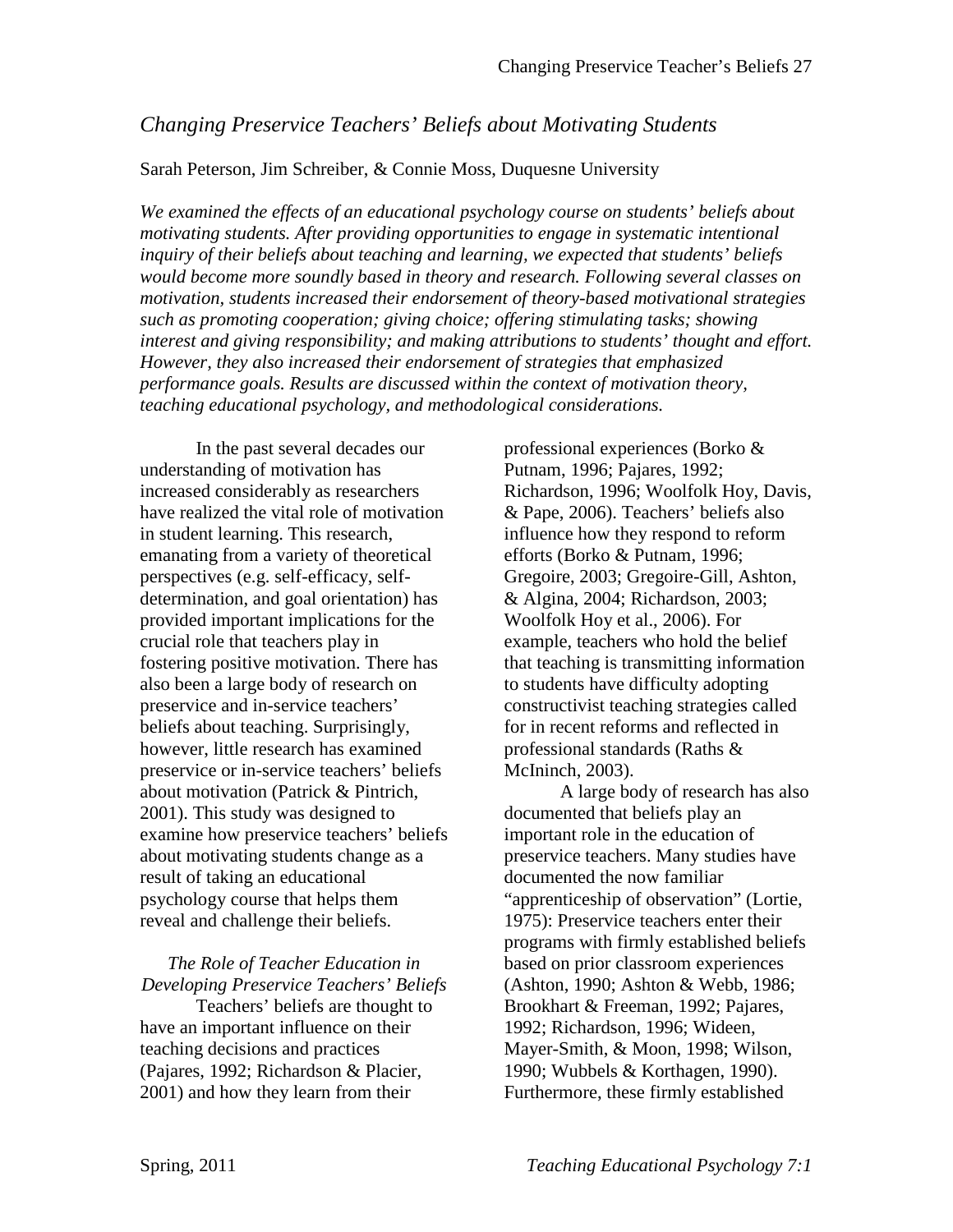## *Changing Preservice Teachers' Beliefs about Motivating Students*

Sarah Peterson, Jim Schreiber, & Connie Moss, Duquesne University

*We examined the effects of an educational psychology course on students' beliefs about motivating students. After providing opportunities to engage in systematic intentional inquiry of their beliefs about teaching and learning, we expected that students' beliefs would become more soundly based in theory and research. Following several classes on motivation, students increased their endorsement of theory-based motivational strategies such as promoting cooperation; giving choice; offering stimulating tasks; showing interest and giving responsibility; and making attributions to students' thought and effort. However, they also increased their endorsement of strategies that emphasized performance goals. Results are discussed within the context of motivation theory, teaching educational psychology, and methodological considerations.*

In the past several decades our understanding of motivation has increased considerably as researchers have realized the vital role of motivation in student learning. This research, emanating from a variety of theoretical perspectives (e.g. self-efficacy, self-determination, and goal orientation) has provided important implications for the crucial role that teachers play in fostering positive motivation. There has also been a large body of research on preservice and in-service teachers' beliefs about teaching. Surprisingly, however, little research has examined preservice or in-service teachers' beliefs about motivation (Patrick & Pintrich, 2001). This study was designed to examine how preservice teachers' beliefs about motivating students change as a result of taking an educational psychology course that helps them reveal and challenge their beliefs.

### *The Role of Teacher Education in Developing Preservice Teachers' Beliefs*

Teachers' beliefs are thought to have an important influence on their teaching decisions and practices (Pajares, 1992; Richardson & Placier, 2001) and how they learn from their professional experiences (Borko & Putnam, 1996; Pajares, 1992; Richardson, 1996; Woolfolk Hoy, Davis, & Pape, 2006). Teachers' beliefs also influence how they respond to reform efforts (Borko & Putnam, 1996; Gregoire, 2003; Gregoire-Gill, Ashton, & Algina, 2004; Richardson, 2003; Woolfolk Hoy et al., 2006). For example, teachers who hold the belief that teaching is transmitting information to students have difficulty adopting constructivist teaching strategies called for in recent reforms and reflected in professional standards (Raths & McIninch, 2003).

A large body of research has also documented that beliefs play an important role in the education of preservice teachers. Many studies have documented the now familiar "apprenticeship of observation" (Lortie, 1975): Preservice teachers enter their programs with firmly established beliefs based on prior classroom experiences (Ashton, 1990; Ashton & Webb, 1986; Brookhart & Freeman, 1992; Pajares, 1992; Richardson, 1996; Wideen, Mayer-Smith, & Moon, 1998; Wilson, 1990; Wubbels & Korthagen, 1990). Furthermore, these firmly established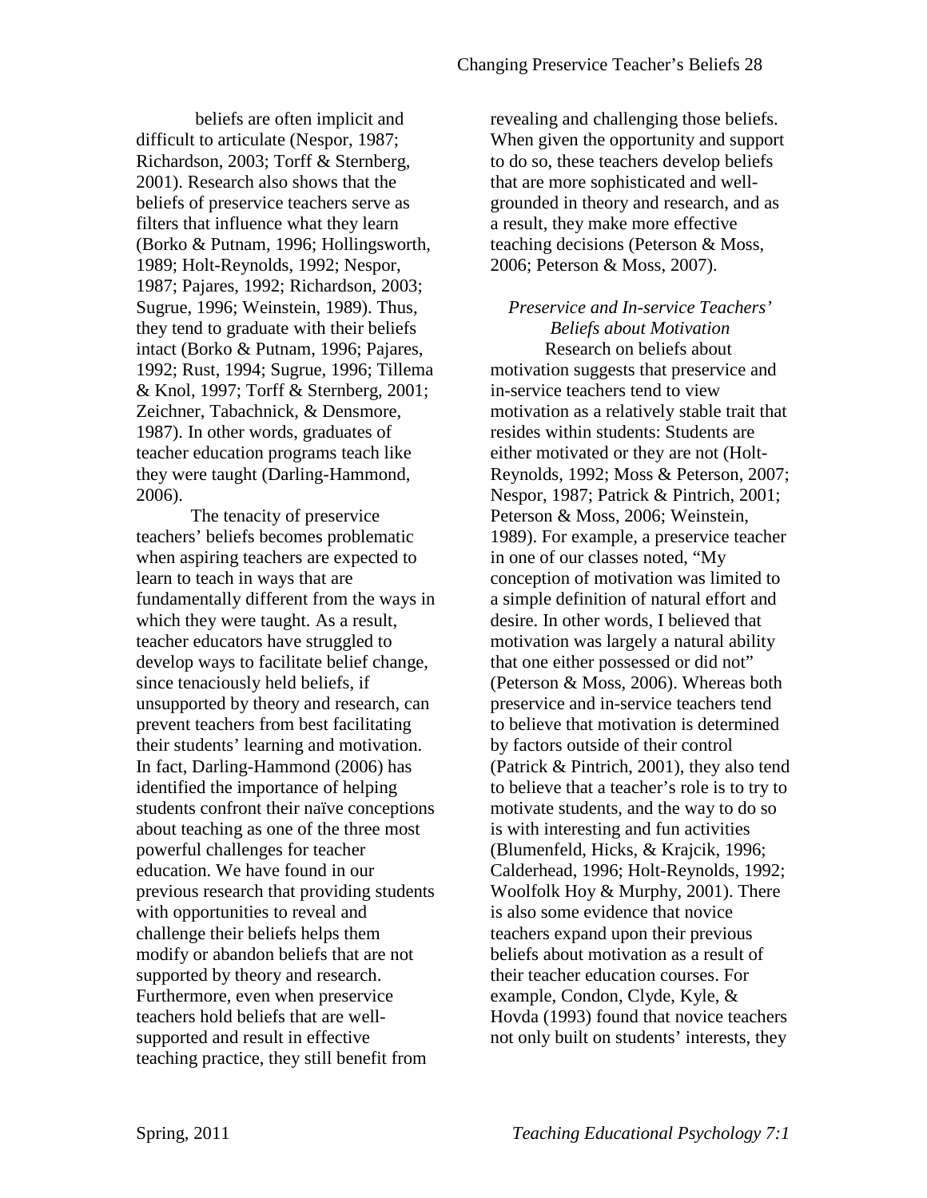beliefs are often implicit and difficult to articulate (Nespor, 1987; Richardson, 2003; Torff & Sternberg, 2001). Research also shows that the beliefs of preservice teachers serve as filters that influence what they learn (Borko & Putnam, 1996; Hollingsworth, 1989; Holt-Reynolds, 1992; Nespor, 1987; Pajares, 1992; Richardson, 2003; Sugrue, 1996; Weinstein, 1989). Thus, they tend to graduate with their beliefs intact (Borko & Putnam, 1996; Pajares, 1992; Rust, 1994; Sugrue, 1996; Tillema & Knol, 1997; Torff & Sternberg, 2001; Zeichner, Tabachnick, & Densmore, 1987). In other words, graduates of teacher education programs teach like they were taught (Darling-Hammond, 2006).

The tenacity of preservice teachers' beliefs becomes problematic when aspiring teachers are expected to learn to teach in ways that are fundamentally different from the ways in which they were taught. As a result, teacher educators have struggled to develop ways to facilitate belief change, since tenaciously held beliefs, if unsupported by theory and research, can prevent teachers from best facilitating their students' learning and motivation. In fact, Darling-Hammond (2006) has identified the importance of helping students confront their naïve conceptions about teaching as one of the three most powerful challenges for teacher education. We have found in our previous research that providing students with opportunities to reveal and challenge their beliefs helps them modify or abandon beliefs that are not supported by theory and research. Furthermore, even when preservice teachers hold beliefs that are well-supported and result in effective teaching practice, they still benefit from revealing and challenging those beliefs. When given the opportunity and support to do so, these teachers develop beliefs that are more sophisticated and well-grounded in theory and research, and as a result, they make more effective teaching decisions (Peterson & Moss, 2006; Peterson & Moss, 2007).

### *Preservice and In-service Teachers' Beliefs about Motivation*

Research on beliefs about motivation suggests that preservice and in-service teachers tend to view motivation as a relatively stable trait that resides within students: Students are either motivated or they are not (Holt-Reynolds, 1992; Moss & Peterson, 2007; Nespor, 1987; Patrick & Pintrich, 2001; Peterson & Moss, 2006; Weinstein, 1989). For example, a preservice teacher in one of our classes noted, "My conception of motivation was limited to a simple definition of natural effort and desire. In other words, I believed that motivation was largely a natural ability that one either possessed or did not" (Peterson & Moss, 2006). Whereas both preservice and in-service teachers tend to believe that motivation is determined by factors outside of their control (Patrick & Pintrich, 2001), they also tend to believe that a teacher's role is to try to motivate students, and the way to do so is with interesting and fun activities (Blumenfeld, Hicks, & Krajcik, 1996; Calderhead, 1996; Holt-Reynolds, 1992; Woolfolk Hoy & Murphy, 2001). There is also some evidence that novice teachers expand upon their previous beliefs about motivation as a result of their teacher education courses. For example, Condon, Clyde, Kyle, & Hovda (1993) found that novice teachers not only built on students' interests, they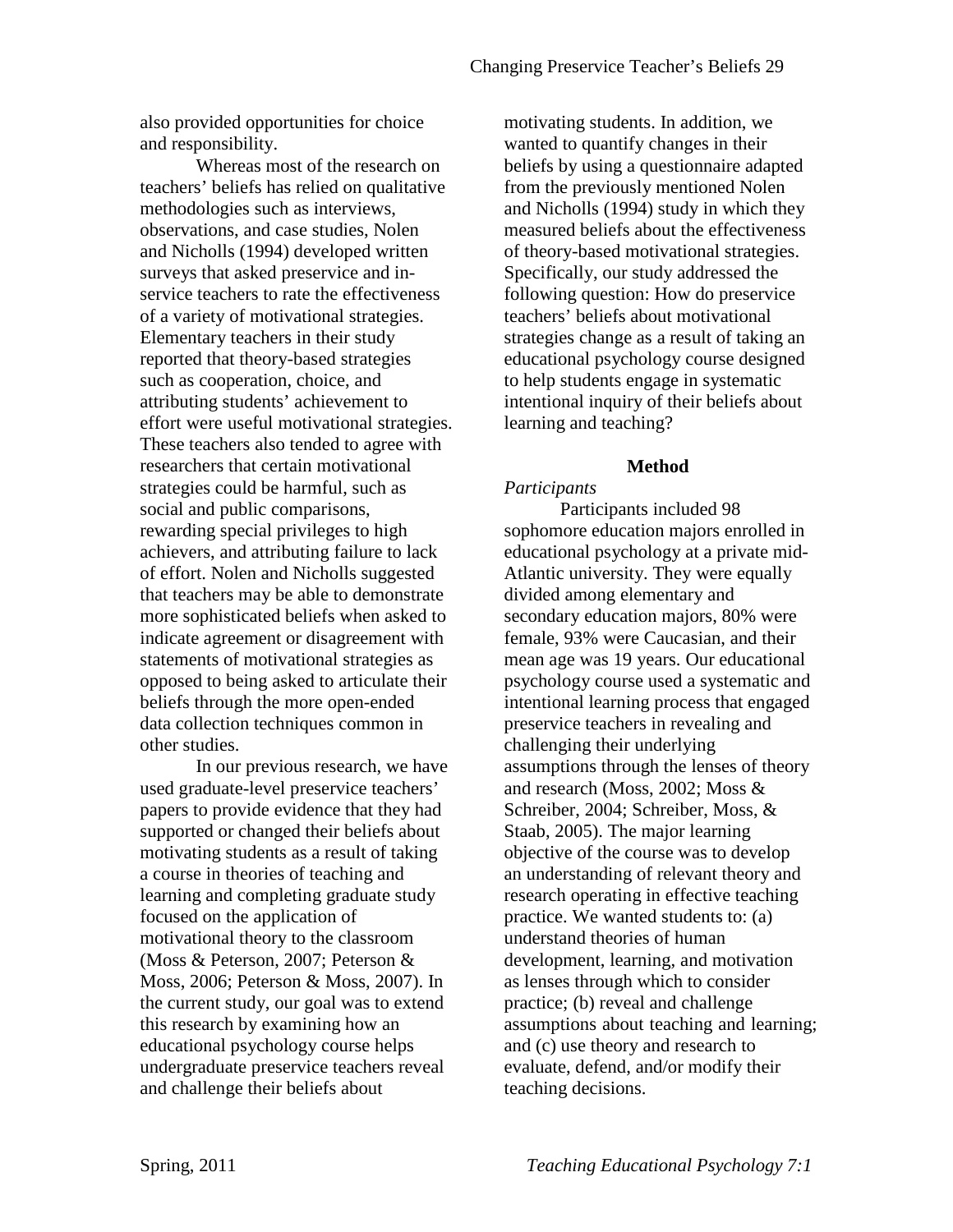also provided opportunities for choice and responsibility.

Whereas most of the research on teachers' beliefs has relied on qualitative methodologies such as interviews, observations, and case studies, Nolen and Nicholls (1994) developed written surveys that asked preservice and in-service teachers to rate the effectiveness of a variety of motivational strategies. Elementary teachers in their study reported that theory-based strategies such as cooperation, choice, and attributing students' achievement to effort were useful motivational strategies. These teachers also tended to agree with researchers that certain motivational strategies could be harmful, such as social and public comparisons, rewarding special privileges to high achievers, and attributing failure to lack of effort. Nolen and Nicholls suggested that teachers may be able to demonstrate more sophisticated beliefs when asked to indicate agreement or disagreement with statements of motivational strategies as opposed to being asked to articulate their beliefs through the more open-ended data collection techniques common in other studies.

In our previous research, we have used graduate-level preservice teachers' papers to provide evidence that they had supported or changed their beliefs about motivating students as a result of taking a course in theories of teaching and learning and completing graduate study focused on the application of motivational theory to the classroom (Moss & Peterson, 2007; Peterson & Moss, 2006; Peterson & Moss, 2007). In the current study, our goal was to extend this research by examining how an educational psychology course helps undergraduate preservice teachers reveal and challenge their beliefs about motivating students. In addition, we wanted to quantify changes in their beliefs by using a questionnaire adapted from the previously mentioned Nolen and Nicholls (1994) study in which they measured beliefs about the effectiveness of theory-based motivational strategies. Specifically, our study addressed the following question: How do preservice teachers' beliefs about motivational strategies change as a result of taking an educational psychology course designed to help students engage in systematic intentional inquiry of their beliefs about learning and teaching?

## Method

### *Participants*

Participants included 98 sophomore education majors enrolled in educational psychology at a private mid-Atlantic university. They were equally divided among elementary and secondary education majors, 80% were female, 93% were Caucasian, and their mean age was 19 years. Our educational psychology course used a systematic and intentional learning process that engaged preservice teachers in revealing and challenging their underlying assumptions through the lenses of theory and research (Moss, 2002; Moss & Schreiber, 2004; Schreiber, Moss, & Staab, 2005). The major learning objective of the course was to develop an understanding of relevant theory and research operating in effective teaching practice. We wanted students to: (a) understand theories of human development, learning, and motivation as lenses through which to consider practice; (b) reveal and challenge assumptions about teaching and learning; and (c) use theory and research to evaluate, defend, and/or modify their teaching decisions.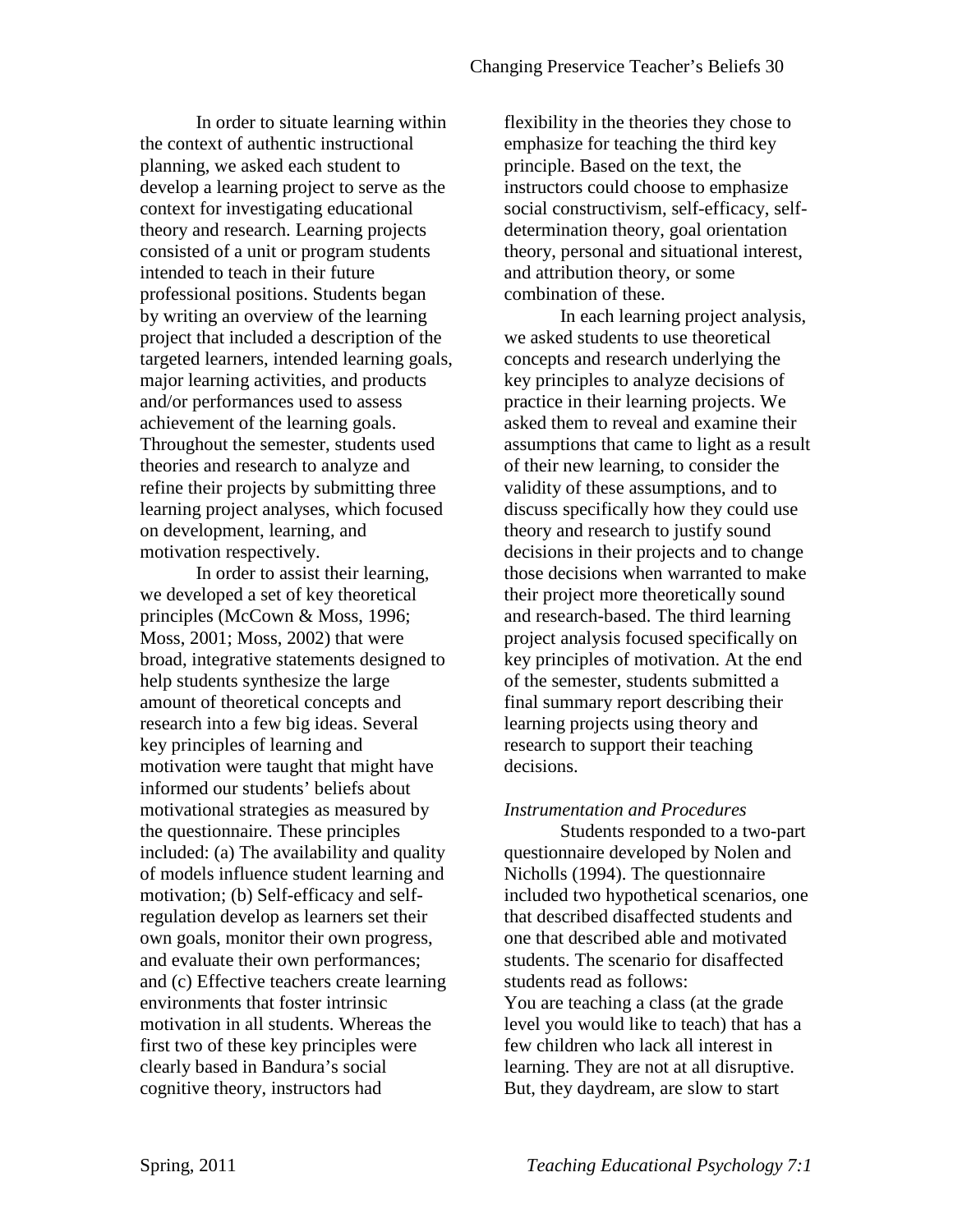In order to situate learning within the context of authentic instructional planning, we asked each student to develop a learning project to serve as the context for investigating educational theory and research. Learning projects consisted of a unit or program students intended to teach in their future professional positions. Students began by writing an overview of the learning project that included a description of the targeted learners, intended learning goals, major learning activities, and products and/or performances used to assess achievement of the learning goals. Throughout the semester, students used theories and research to analyze and refine their projects by submitting three learning project analyses, which focused on development, learning, and motivation respectively.

In order to assist their learning, we developed a set of key theoretical principles (McCown & Moss, 1996; Moss, 2001; Moss, 2002) that were broad, integrative statements designed to help students synthesize the large amount of theoretical concepts and research into a few big ideas. Several key principles of learning and motivation were taught that might have informed our students' beliefs about motivational strategies as measured by the questionnaire. These principles included: (a) The availability and quality of models influence student learning and motivation; (b) Self-efficacy and self-regulation develop as learners set their own goals, monitor their own progress, and evaluate their own performances; and (c) Effective teachers create learning environments that foster intrinsic motivation in all students. Whereas the first two of these key principles were clearly based in Bandura's social cognitive theory, instructors had flexibility in the theories they chose to emphasize for teaching the third key principle. Based on the text, the instructors could choose to emphasize social constructivism, self-efficacy, self-determination theory, goal orientation theory, personal and situational interest, and attribution theory, or some combination of these.

In each learning project analysis, we asked students to use theoretical concepts and research underlying the key principles to analyze decisions of practice in their learning projects. We asked them to reveal and examine their assumptions that came to light as a result of their new learning, to consider the validity of these assumptions, and to discuss specifically how they could use theory and research to justify sound decisions in their projects and to change those decisions when warranted to make their project more theoretically sound and research-based. The third learning project analysis focused specifically on key principles of motivation. At the end of the semester, students submitted a final summary report describing their learning projects using theory and research to support their teaching decisions.

*Instrumentation and Procedures*

Students responded to a two-part questionnaire developed by Nolen and Nicholls (1994). The questionnaire included two hypothetical scenarios, one that described disaffected students and one that described able and motivated students. The scenario for disaffected students read as follows:

You are teaching a class (at the grade level you would like to teach) that has a few children who lack all interest in learning. They are not at all disruptive. But, they daydream, are slow to start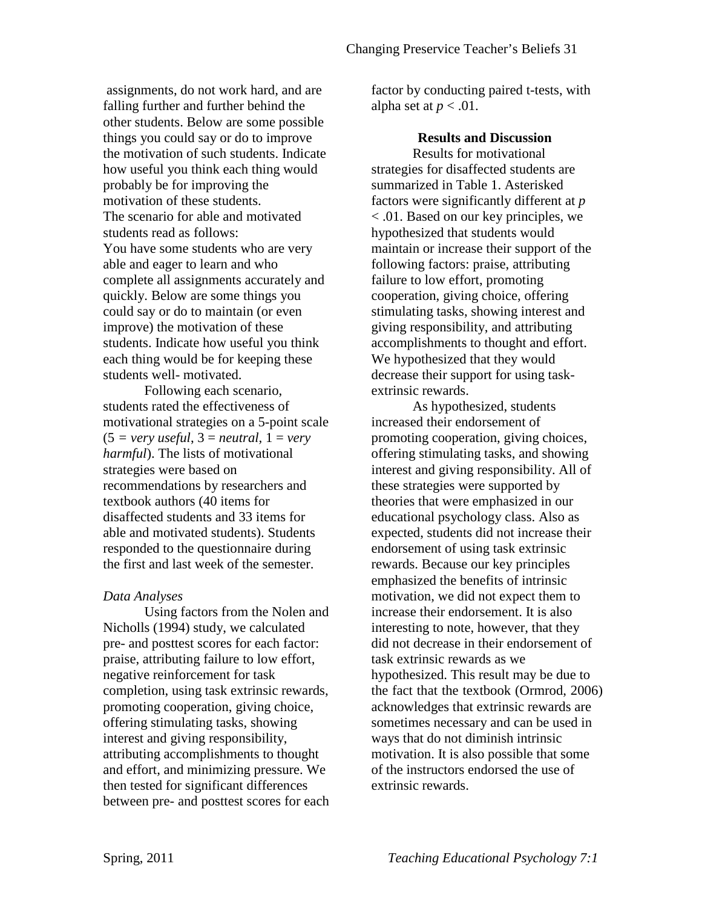assignments, do not work hard, and are falling further and further behind the other students. Below are some possible things you could say or do to improve the motivation of such students. Indicate how useful you think each thing would probably be for improving the motivation of these students.

The scenario for able and motivated students read as follows:

You have some students who are very able and eager to learn and who complete all assignments accurately and quickly. Below are some things you could say or do to maintain (or even improve) the motivation of these students. Indicate how useful you think each thing would be for keeping these students well- motivated.

Following each scenario, students rated the effectiveness of motivational strategies on a 5-point scale (5 = *very useful*, 3 = *neutral*, 1 = *very harmful*). The lists of motivational strategies were based on recommendations by researchers and textbook authors (40 items for disaffected students and 33 items for able and motivated students). Students responded to the questionnaire during the first and last week of the semester.

*Data Analyses*

Using factors from the Nolen and Nicholls (1994) study, we calculated pre- and posttest scores for each factor: praise, attributing failure to low effort, negative reinforcement for task completion, using task extrinsic rewards, promoting cooperation, giving choice, offering stimulating tasks, showing interest and giving responsibility, attributing accomplishments to thought and effort, and minimizing pressure. We then tested for significant differences between pre- and posttest scores for each factor by conducting paired t-tests, with alpha set at $p < .01$.

## Results and Discussion

Results for motivational strategies for disaffected students are summarized in Table 1. Asterisked factors were significantly different at $p < .01$. Based on our key principles, we hypothesized that students would maintain or increase their support of the following factors: praise, attributing failure to low effort, promoting cooperation, giving choice, offering stimulating tasks, showing interest and giving responsibility, and attributing accomplishments to thought and effort. We hypothesized that they would decrease their support for using task-extrinsic rewards.

As hypothesized, students increased their endorsement of promoting cooperation, giving choices, offering stimulating tasks, and showing interest and giving responsibility. All of these strategies were supported by theories that were emphasized in our educational psychology class. Also as expected, students did not increase their endorsement of using task extrinsic rewards. Because our key principles emphasized the benefits of intrinsic motivation, we did not expect them to increase their endorsement. It is also interesting to note, however, that they did not decrease in their endorsement of task extrinsic rewards as we hypothesized. This result may be due to the fact that the textbook (Ormrod, 2006) acknowledges that extrinsic rewards are sometimes necessary and can be used in ways that do not diminish intrinsic motivation. It is also possible that some of the instructors endorsed the use of extrinsic rewards.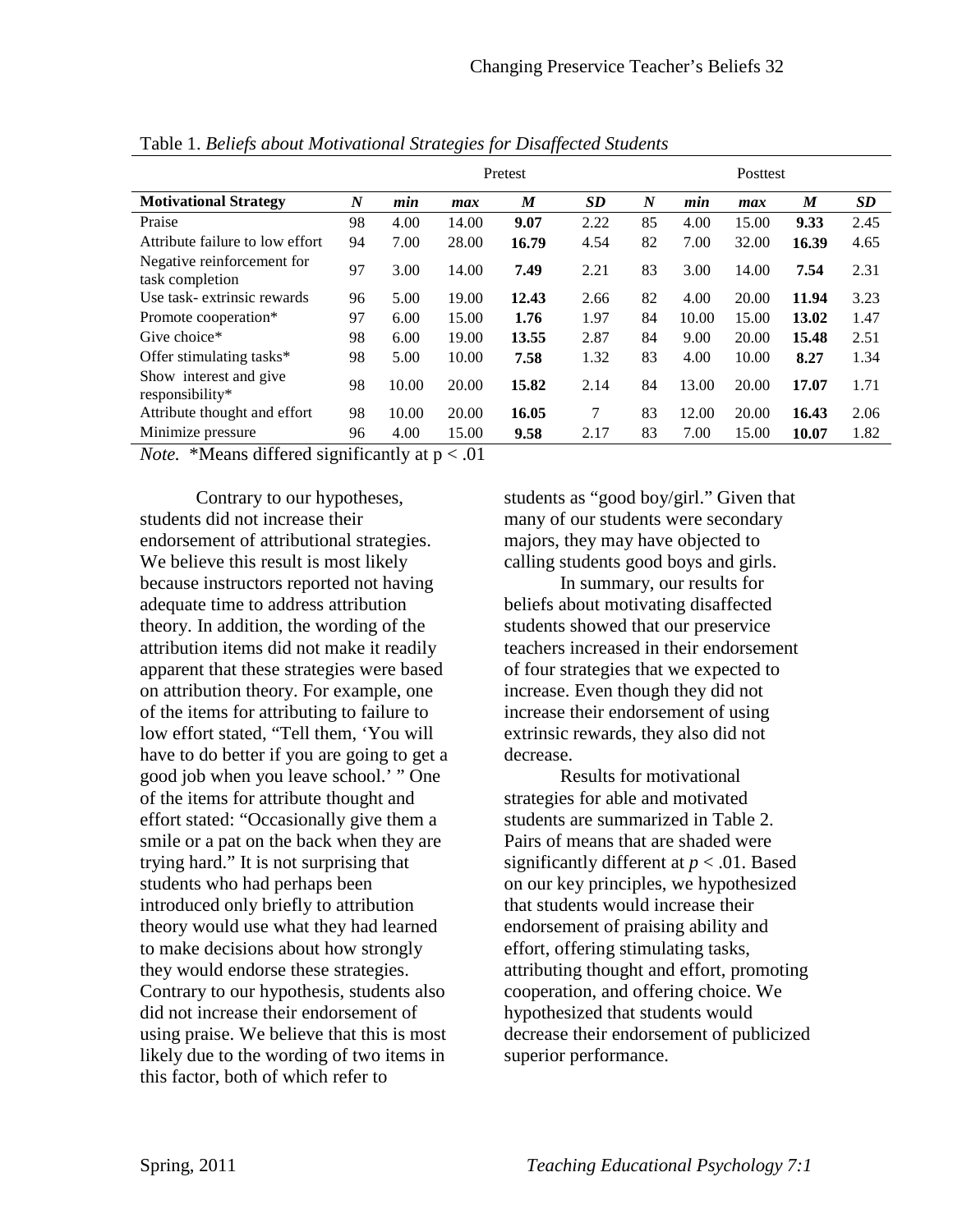Table 1. *Beliefs about Motivational Strategies for Disaffected Students*

| | Pretest | | | | | Posttest | | | | |
|---|---|---|---|---|---|---|---|---|---|---|
| **Motivational Strategy** | ***N*** | ***min*** | ***max*** | ***M*** | ***SD*** | ***N*** | ***min*** | ***max*** | ***M*** | ***SD*** |
| Praise | 98 | 4.00 | 14.00 | **9.07** | 2.22 | 85 | 4.00 | 15.00 | **9.33** | 2.45 |
| Attribute failure to low effort | 94 | 7.00 | 28.00 | **16.79** | 4.54 | 82 | 7.00 | 32.00 | **16.39** | 4.65 |
| Negative reinforcement for task completion | 97 | 3.00 | 14.00 | **7.49** | 2.21 | 83 | 3.00 | 14.00 | **7.54** | 2.31 |
| Use task- extrinsic rewards | 96 | 5.00 | 19.00 | **12.43** | 2.66 | 82 | 4.00 | 20.00 | **11.94** | 3.23 |
| Promote cooperation* | 97 | 6.00 | 15.00 | **1.76** | 1.97 | 84 | 10.00 | 15.00 | **13.02** | 1.47 |
| Give choice* | 98 | 6.00 | 19.00 | **13.55** | 2.87 | 84 | 9.00 | 20.00 | **15.48** | 2.51 |
| Offer stimulating tasks* | 98 | 5.00 | 10.00 | **7.58** | 1.32 | 83 | 4.00 | 10.00 | **8.27** | 1.34 |
| Show interest and give responsibility* | 98 | 10.00 | 20.00 | **15.82** | 2.14 | 84 | 13.00 | 20.00 | **17.07** | 1.71 |
| Attribute thought and effort | 98 | 10.00 | 20.00 | **16.05** | 7 | 83 | 12.00 | 20.00 | **16.43** | 2.06 |
| Minimize pressure | 96 | 4.00 | 15.00 | **9.58** | 2.17 | 83 | 7.00 | 15.00 | **10.07** | 1.82 |

*Note.* *Means differed significantly at $p < .01$

Contrary to our hypotheses, students did not increase their endorsement of attributional strategies. We believe this result is most likely because instructors reported not having adequate time to address attribution theory. In addition, the wording of the attribution items did not make it readily apparent that these strategies were based on attribution theory. For example, one of the items for attributing to failure to low effort stated, "Tell them, 'You will have to do better if you are going to get a good job when you leave school.' " One of the items for attribute thought and effort stated: "Occasionally give them a smile or a pat on the back when they are trying hard." It is not surprising that students who had perhaps been introduced only briefly to attribution theory would use what they had learned to make decisions about how strongly they would endorse these strategies. Contrary to our hypothesis, students also did not increase their endorsement of using praise. We believe that this is most likely due to the wording of two items in this factor, both of which refer to students as "good boy/girl." Given that many of our students were secondary majors, they may have objected to calling students good boys and girls.

In summary, our results for beliefs about motivating disaffected students showed that our preservice teachers increased in their endorsement of four strategies that we expected to increase. Even though they did not increase their endorsement of using extrinsic rewards, they also did not decrease.

Results for motivational strategies for able and motivated students are summarized in Table 2. Pairs of means that are shaded were significantly different at $p < .01$. Based on our key principles, we hypothesized that students would increase their endorsement of praising ability and effort, offering stimulating tasks, attributing thought and effort, promoting cooperation, and offering choice. We hypothesized that students would decrease their endorsement of publicized superior performance.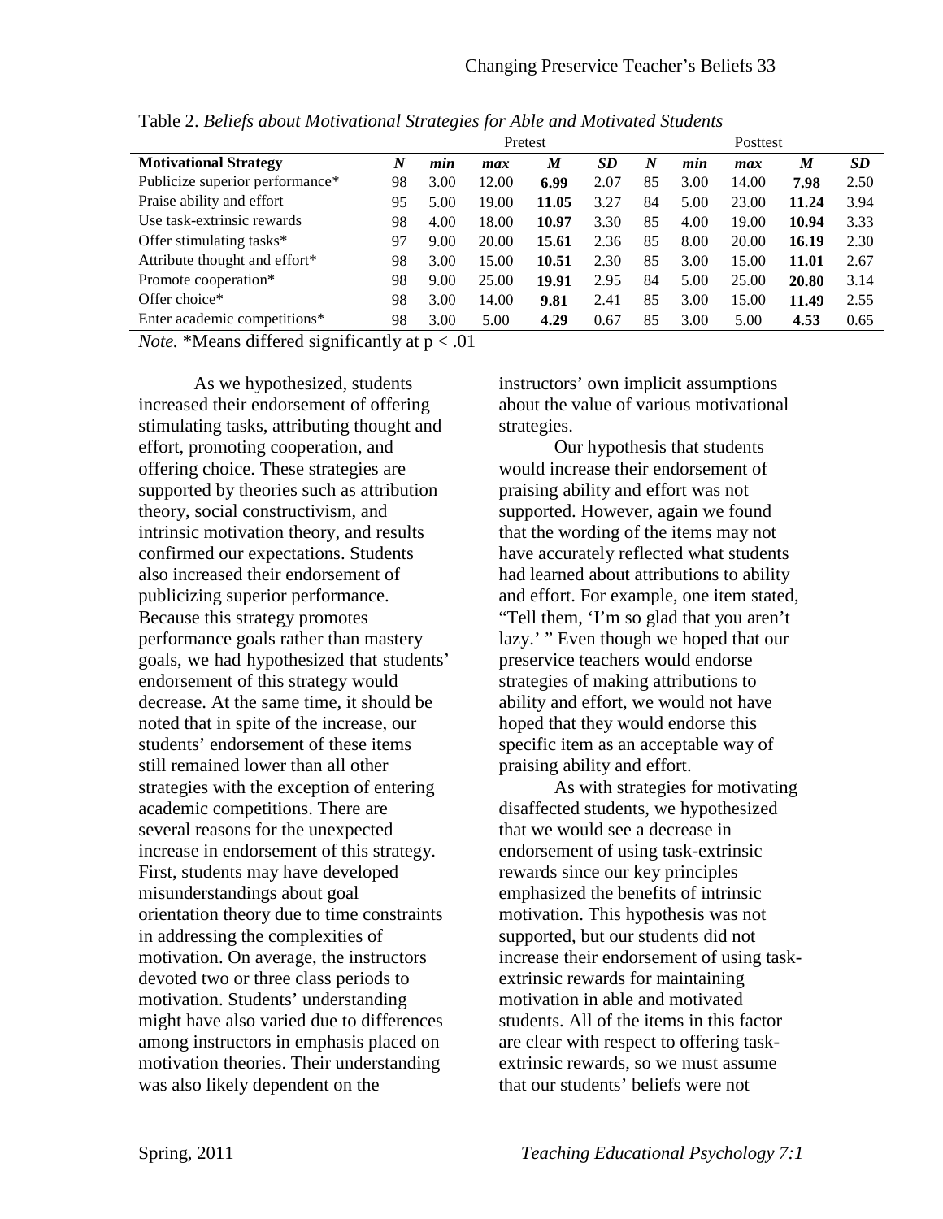Table 2. *Beliefs about Motivational Strategies for Able and Motivated Students*

| | Pretest | | | | | Posttest | | | | |
|---|---|---|---|---|---|---|---|---|---|---|
| **Motivational Strategy** | ***N*** | ***min*** | ***max*** | ***M*** | ***SD*** | ***N*** | ***min*** | ***max*** | ***M*** | ***SD*** |
| Publicize superior performance* | 98 | 3.00 | 12.00 | **6.99** | 2.07 | 85 | 3.00 | 14.00 | **7.98** | 2.50 |
| Praise ability and effort | 95 | 5.00 | 19.00 | **11.05** | 3.27 | 84 | 5.00 | 23.00 | **11.24** | 3.94 |
| Use task-extrinsic rewards | 98 | 4.00 | 18.00 | **10.97** | 3.30 | 85 | 4.00 | 19.00 | **10.94** | 3.33 |
| Offer stimulating tasks* | 97 | 9.00 | 20.00 | **15.61** | 2.36 | 85 | 8.00 | 20.00 | **16.19** | 2.30 |
| Attribute thought and effort* | 98 | 3.00 | 15.00 | **10.51** | 2.30 | 85 | 3.00 | 15.00 | **11.01** | 2.67 |
| Promote cooperation* | 98 | 9.00 | 25.00 | **19.91** | 2.95 | 84 | 5.00 | 25.00 | **20.80** | 3.14 |
| Offer choice* | 98 | 3.00 | 14.00 | **9.81** | 2.41 | 85 | 3.00 | 15.00 | **11.49** | 2.55 |
| Enter academic competitions* | 98 | 3.00 | 5.00 | **4.29** | 0.67 | 85 | 3.00 | 5.00 | **4.53** | 0.65 |

*Note.* *Means differed significantly at $p < .01$

As we hypothesized, students increased their endorsement of offering stimulating tasks, attributing thought and effort, promoting cooperation, and offering choice. These strategies are supported by theories such as attribution theory, social constructivism, and intrinsic motivation theory, and results confirmed our expectations. Students also increased their endorsement of publicizing superior performance. Because this strategy promotes performance goals rather than mastery goals, we had hypothesized that students' endorsement of this strategy would decrease. At the same time, it should be noted that in spite of the increase, our students' endorsement of these items still remained lower than all other strategies with the exception of entering academic competitions. There are several reasons for the unexpected increase in endorsement of this strategy. First, students may have developed misunderstandings about goal orientation theory due to time constraints in addressing the complexities of motivation. On average, the instructors devoted two or three class periods to motivation. Students' understanding might have also varied due to differences among instructors in emphasis placed on motivation theories. Their understanding was also likely dependent on the instructors' own implicit assumptions about the value of various motivational strategies.

Our hypothesis that students would increase their endorsement of praising ability and effort was not supported. However, again we found that the wording of the items may not have accurately reflected what students had learned about attributions to ability and effort. For example, one item stated, "Tell them, 'I'm so glad that you aren't lazy.' " Even though we hoped that our preservice teachers would endorse strategies of making attributions to ability and effort, we would not have hoped that they would endorse this specific item as an acceptable way of praising ability and effort.

As with strategies for motivating disaffected students, we hypothesized that we would see a decrease in endorsement of using task-extrinsic rewards since our key principles emphasized the benefits of intrinsic motivation. This hypothesis was not supported, but our students did not increase their endorsement of using task-extrinsic rewards for maintaining motivation in able and motivated students. All of the items in this factor are clear with respect to offering task-extrinsic rewards, so we must assume that our students' beliefs were not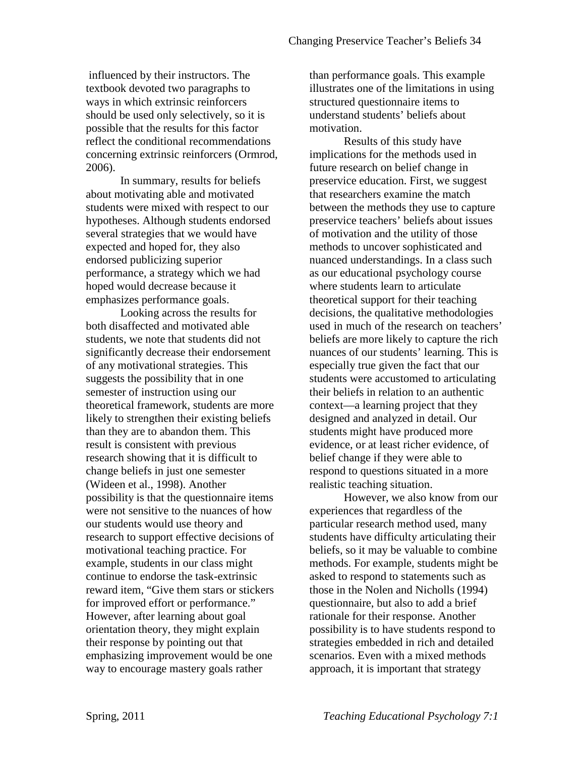influenced by their instructors. The textbook devoted two paragraphs to ways in which extrinsic reinforcers should be used only selectively, so it is possible that the results for this factor reflect the conditional recommendations concerning extrinsic reinforcers (Ormrod, 2006).

In summary, results for beliefs about motivating able and motivated students were mixed with respect to our hypotheses. Although students endorsed several strategies that we would have expected and hoped for, they also endorsed publicizing superior performance, a strategy which we had hoped would decrease because it emphasizes performance goals.

Looking across the results for both disaffected and motivated able students, we note that students did not significantly decrease their endorsement of any motivational strategies. This suggests the possibility that in one semester of instruction using our theoretical framework, students are more likely to strengthen their existing beliefs than they are to abandon them. This result is consistent with previous research showing that it is difficult to change beliefs in just one semester (Wideen et al., 1998). Another possibility is that the questionnaire items were not sensitive to the nuances of how our students would use theory and research to support effective decisions of motivational teaching practice. For example, students in our class might continue to endorse the task-extrinsic reward item, "Give them stars or stickers for improved effort or performance." However, after learning about goal orientation theory, they might explain their response by pointing out that emphasizing improvement would be one way to encourage mastery goals rather than performance goals. This example illustrates one of the limitations in using structured questionnaire items to understand students' beliefs about motivation.

Results of this study have implications for the methods used in future research on belief change in preservice education. First, we suggest that researchers examine the match between the methods they use to capture preservice teachers' beliefs about issues of motivation and the utility of those methods to uncover sophisticated and nuanced understandings. In a class such as our educational psychology course where students learn to articulate theoretical support for their teaching decisions, the qualitative methodologies used in much of the research on teachers' beliefs are more likely to capture the rich nuances of our students' learning. This is especially true given the fact that our students were accustomed to articulating their beliefs in relation to an authentic context—a learning project that they designed and analyzed in detail. Our students might have produced more evidence, or at least richer evidence, of belief change if they were able to respond to questions situated in a more realistic teaching situation.

However, we also know from our experiences that regardless of the particular research method used, many students have difficulty articulating their beliefs, so it may be valuable to combine methods. For example, students might be asked to respond to statements such as those in the Nolen and Nicholls (1994) questionnaire, but also to add a brief rationale for their response. Another possibility is to have students respond to strategies embedded in rich and detailed scenarios. Even with a mixed methods approach, it is important that strategy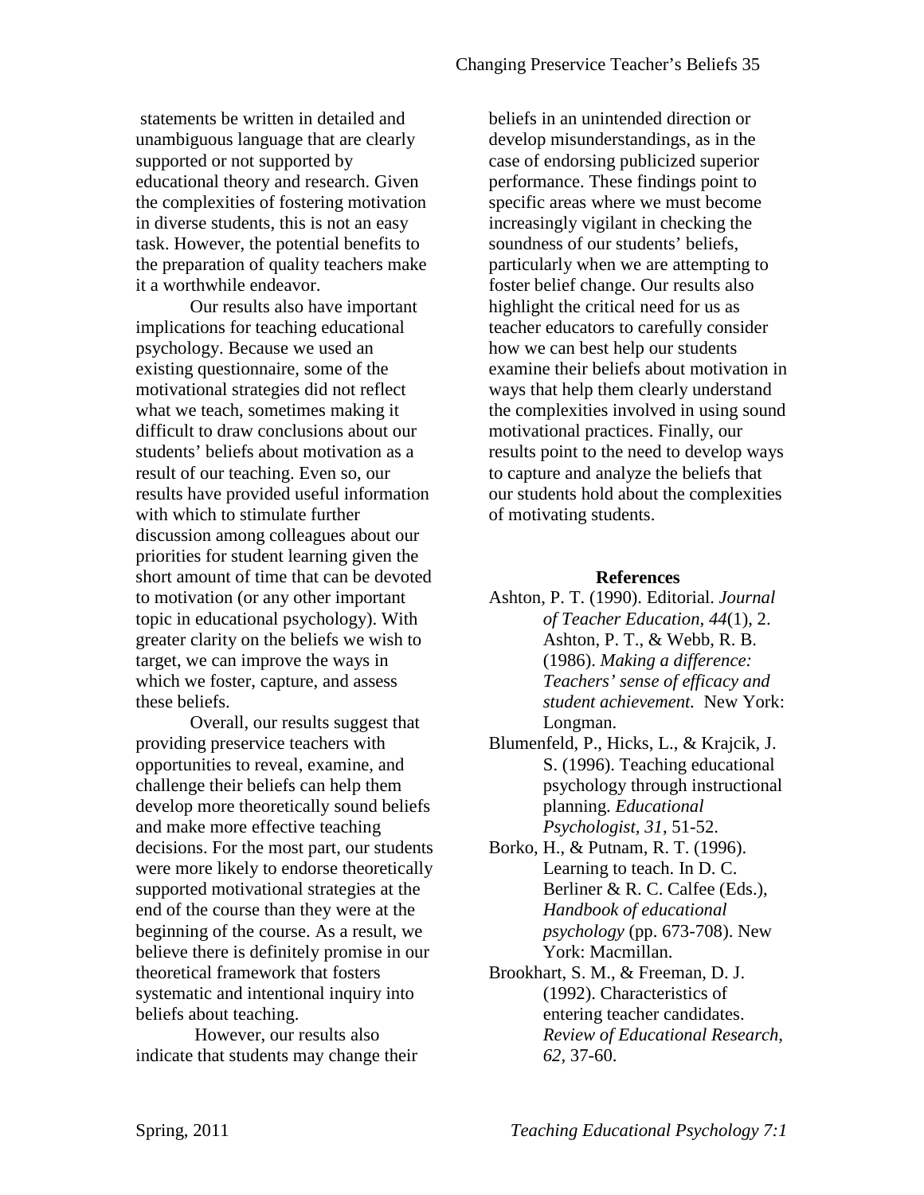statements be written in detailed and unambiguous language that are clearly supported or not supported by educational theory and research. Given the complexities of fostering motivation in diverse students, this is not an easy task. However, the potential benefits to the preparation of quality teachers make it a worthwhile endeavor.

Our results also have important implications for teaching educational psychology. Because we used an existing questionnaire, some of the motivational strategies did not reflect what we teach, sometimes making it difficult to draw conclusions about our students' beliefs about motivation as a result of our teaching. Even so, our results have provided useful information with which to stimulate further discussion among colleagues about our priorities for student learning given the short amount of time that can be devoted to motivation (or any other important topic in educational psychology). With greater clarity on the beliefs we wish to target, we can improve the ways in which we foster, capture, and assess these beliefs.

Overall, our results suggest that providing preservice teachers with opportunities to reveal, examine, and challenge their beliefs can help them develop more theoretically sound beliefs and make more effective teaching decisions. For the most part, our students were more likely to endorse theoretically supported motivational strategies at the end of the course than they were at the beginning of the course. As a result, we believe there is definitely promise in our theoretical framework that fosters systematic and intentional inquiry into beliefs about teaching.

However, our results also indicate that students may change their beliefs in an unintended direction or develop misunderstandings, as in the case of endorsing publicized superior performance. These findings point to specific areas where we must become increasingly vigilant in checking the soundness of our students' beliefs, particularly when we are attempting to foster belief change. Our results also highlight the critical need for us as teacher educators to carefully consider how we can best help our students examine their beliefs about motivation in ways that help them clearly understand the complexities involved in using sound motivational practices. Finally, our results point to the need to develop ways to capture and analyze the beliefs that our students hold about the complexities of motivating students.

## References

Ashton, P. T. (1990). Editorial. *Journal of Teacher Education, 44*(1), 2.

Ashton, P. T., & Webb, R. B. (1986). *Making a difference: Teachers' sense of efficacy and student achievement.* New York: Longman.

Blumenfeld, P., Hicks, L., & Krajcik, J. S. (1996). Teaching educational psychology through instructional planning. *Educational Psychologist, 31*, 51-52.

Borko, H., & Putnam, R. T. (1996). Learning to teach. In D. C. Berliner & R. C. Calfee (Eds.), *Handbook of educational psychology* (pp. 673-708). New York: Macmillan.

Brookhart, S. M., & Freeman, D. J. (1992). Characteristics of entering teacher candidates. *Review of Educational Research, 62,* 37-60.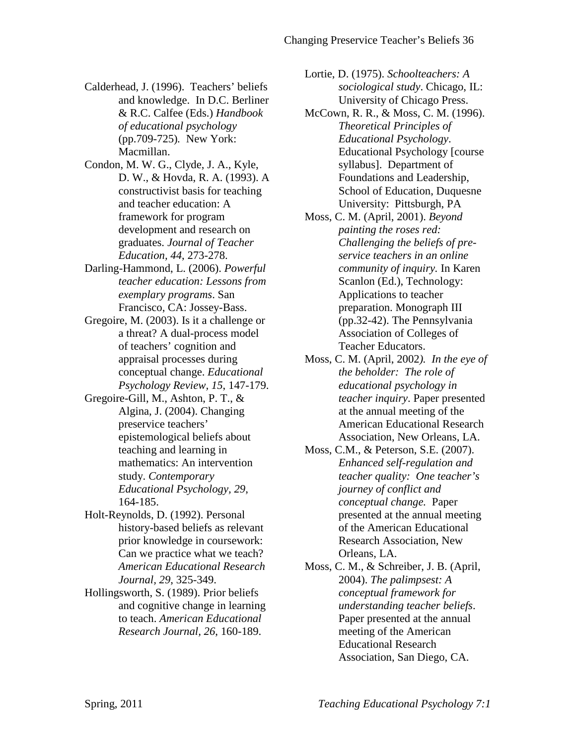Calderhead, J. (1996). Teachers' beliefs and knowledge. In D.C. Berliner & R.C. Calfee (Eds.) *Handbook of educational psychology* (pp.709-725). New York: Macmillan.

Condon, M. W. G., Clyde, J. A., Kyle, D. W., & Hovda, R. A. (1993). A constructivist basis for teaching and teacher education: A framework for program development and research on graduates. *Journal of Teacher Education, 44*, 273-278.

Darling-Hammond, L. (2006). *Powerful teacher education: Lessons from exemplary programs*. San Francisco, CA: Jossey-Bass.

Gregoire, M. (2003). Is it a challenge or a threat? A dual-process model of teachers' cognition and appraisal processes during conceptual change. *Educational Psychology Review, 15*, 147-179.

Gregoire-Gill, M., Ashton, P. T., & Algina, J. (2004). Changing preservice teachers' epistemological beliefs about teaching and learning in mathematics: An intervention study. *Contemporary Educational Psychology, 29*, 164-185.

Holt-Reynolds, D. (1992). Personal history-based beliefs as relevant prior knowledge in coursework: Can we practice what we teach? *American Educational Research Journal, 29*, 325-349.

Hollingsworth, S. (1989). Prior beliefs and cognitive change in learning to teach. *American Educational Research Journal, 26*, 160-189.

Lortie, D. (1975). *Schoolteachers: A sociological study*. Chicago, IL: University of Chicago Press.

McCown, R. R., & Moss, C. M. (1996). *Theoretical Principles of Educational Psychology*. Educational Psychology [course syllabus]. Department of Foundations and Leadership, School of Education, Duquesne University: Pittsburgh, PA

Moss, C. M. (April, 2001). *Beyond painting the roses red: Challenging the beliefs of pre-service teachers in an online community of inquiry.* In Karen Scanlon (Ed.), Technology: Applications to teacher preparation. Monograph III (pp.32-42). The Pennsylvania Association of Colleges of Teacher Educators.

Moss, C. M. (April, 2002). *In the eye of the beholder: The role of educational psychology in teacher inquiry*. Paper presented at the annual meeting of the American Educational Research Association, New Orleans, LA.

Moss, C.M., & Peterson, S.E. (2007). *Enhanced self-regulation and teacher quality: One teacher's journey of conflict and conceptual change.* Paper presented at the annual meeting of the American Educational Research Association, New Orleans, LA.

Moss, C. M., & Schreiber, J. B. (April, 2004). *The palimpsest: A conceptual framework for understanding teacher beliefs*. Paper presented at the annual meeting of the American Educational Research Association, San Diego, CA.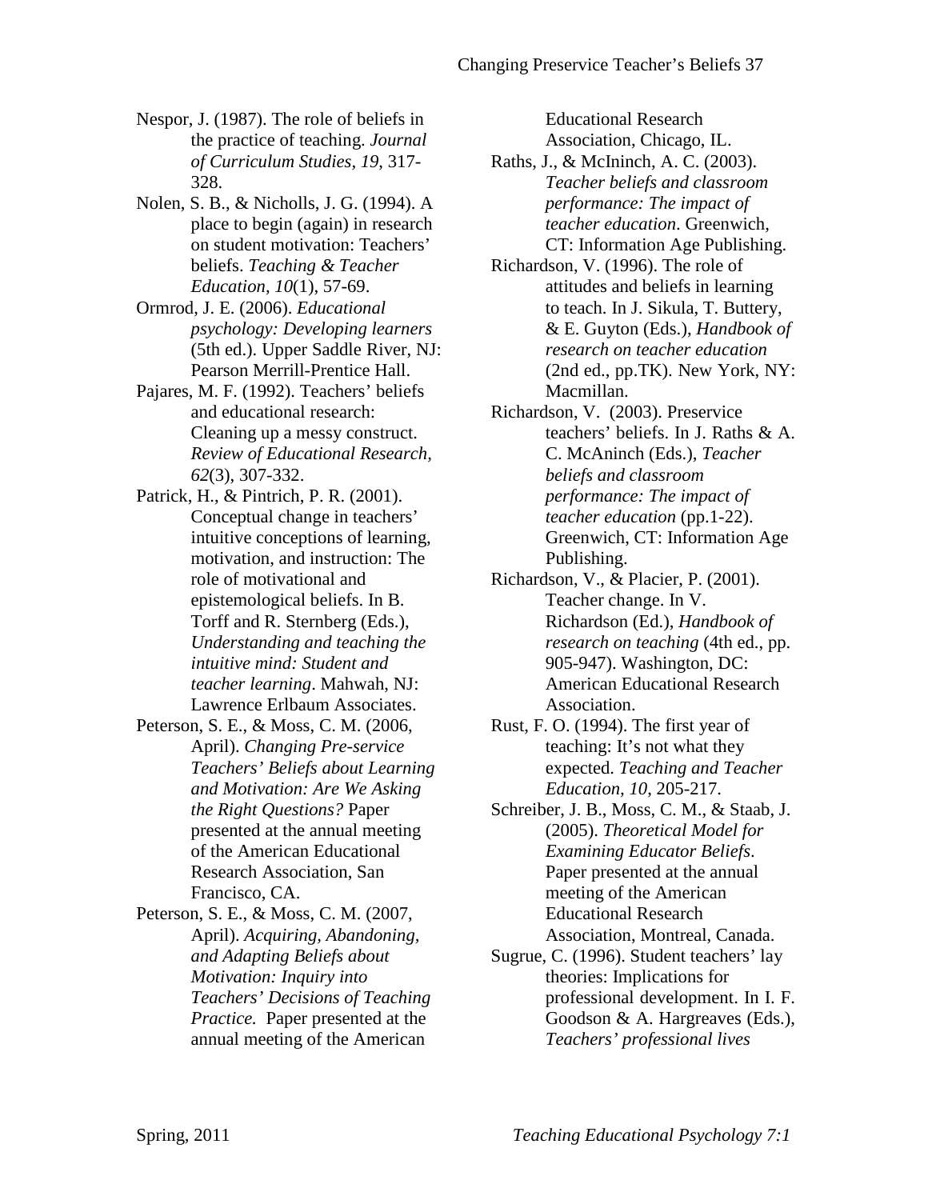Nespor, J. (1987). The role of beliefs in the practice of teaching. *Journal of Curriculum Studies, 19*, 317-328.

Nolen, S. B., & Nicholls, J. G. (1994). A place to begin (again) in research on student motivation: Teachers' beliefs. *Teaching & Teacher Education, 10*(1), 57-69.

Ormrod, J. E. (2006). *Educational psychology: Developing learners* (5th ed.). Upper Saddle River, NJ: Pearson Merrill-Prentice Hall.

Pajares, M. F. (1992). Teachers' beliefs and educational research: Cleaning up a messy construct. *Review of Educational Research, 62*(3), 307-332.

Patrick, H., & Pintrich, P. R. (2001). Conceptual change in teachers' intuitive conceptions of learning, motivation, and instruction: The role of motivational and epistemological beliefs. In B. Torff and R. Sternberg (Eds.), *Understanding and teaching the intuitive mind: Student and teacher learning*. Mahwah, NJ: Lawrence Erlbaum Associates.

Peterson, S. E., & Moss, C. M. (2006, April). *Changing Pre-service Teachers' Beliefs about Learning and Motivation: Are We Asking the Right Questions?* Paper presented at the annual meeting of the American Educational Research Association, San Francisco, CA.

Peterson, S. E., & Moss, C. M. (2007, April). *Acquiring, Abandoning, and Adapting Beliefs about Motivation: Inquiry into Teachers' Decisions of Teaching Practice.* Paper presented at the annual meeting of the American Educational Research Association, Chicago, IL.

Raths, J., & McIninch, A. C. (2003). *Teacher beliefs and classroom performance: The impact of teacher education*. Greenwich, CT: Information Age Publishing.

Richardson, V. (1996). The role of attitudes and beliefs in learning to teach. In J. Sikula, T. Buttery, & E. Guyton (Eds.), *Handbook of research on teacher education* (2nd ed., pp.TK). New York, NY: Macmillan.

Richardson, V. (2003). Preservice teachers' beliefs. In J. Raths & A. C. McAninch (Eds.), *Teacher beliefs and classroom performance: The impact of teacher education* (pp.1-22). Greenwich, CT: Information Age Publishing.

Richardson, V., & Placier, P. (2001). Teacher change. In V. Richardson (Ed.), *Handbook of research on teaching* (4th ed., pp. 905-947). Washington, DC: American Educational Research Association.

Rust, F. O. (1994). The first year of teaching: It's not what they expected. *Teaching and Teacher Education, 10*, 205-217.

Schreiber, J. B., Moss, C. M., & Staab, J. (2005). *Theoretical Model for Examining Educator Beliefs*. Paper presented at the annual meeting of the American Educational Research Association, Montreal, Canada.

Sugrue, C. (1996). Student teachers' lay theories: Implications for professional development. In I. F. Goodson & A. Hargreaves (Eds.), *Teachers' professional lives*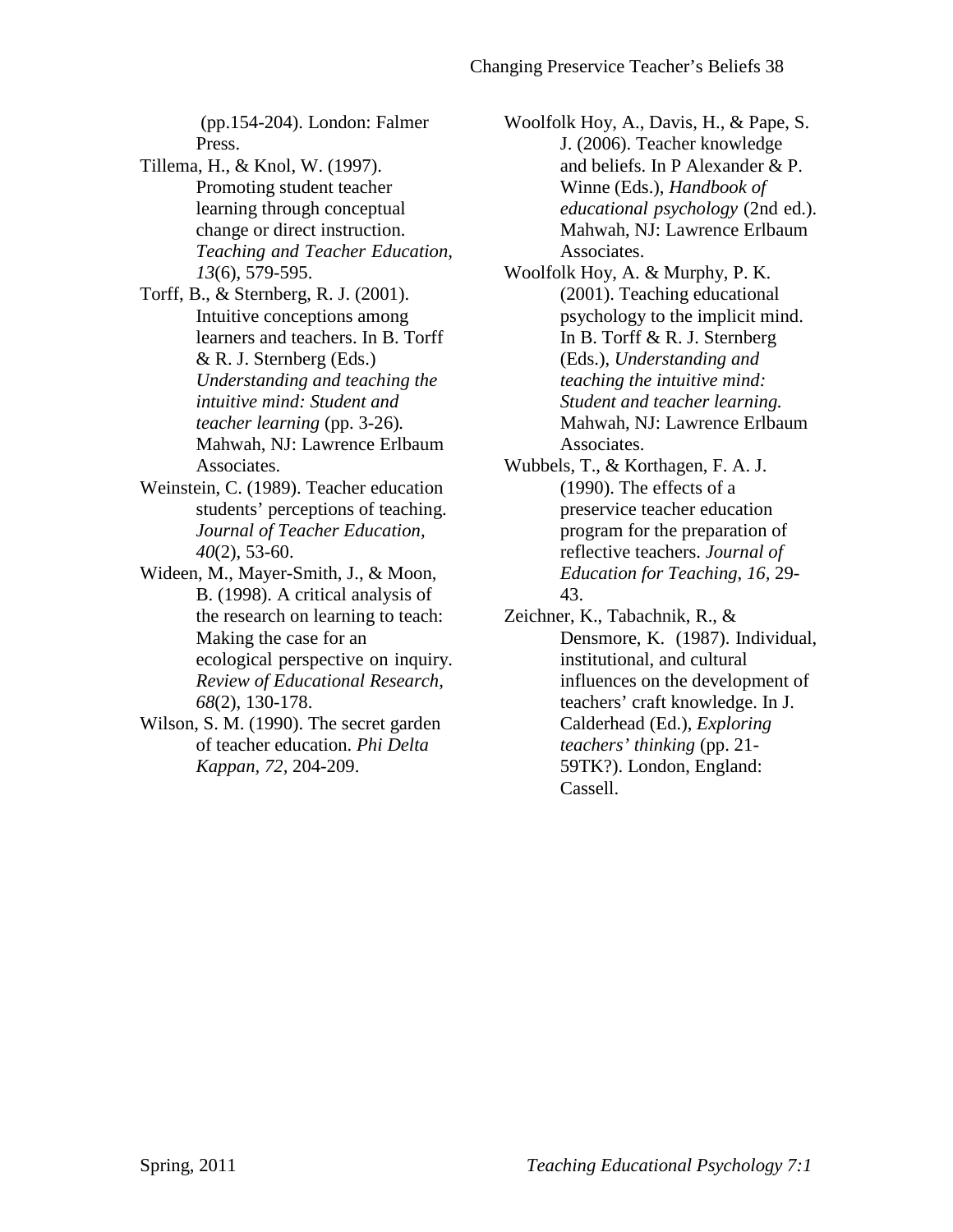(pp.154-204). London: Falmer Press.

Tillema, H., & Knol, W. (1997). Promoting student teacher learning through conceptual change or direct instruction. *Teaching and Teacher Education, 13*(6), 579-595.

Torff, B., & Sternberg, R. J. (2001). Intuitive conceptions among learners and teachers. In B. Torff & R. J. Sternberg (Eds.) *Understanding and teaching the intuitive mind: Student and teacher learning* (pp. 3-26). Mahwah, NJ: Lawrence Erlbaum Associates.

Weinstein, C. (1989). Teacher education students' perceptions of teaching. *Journal of Teacher Education, 40*(2), 53-60.

Wideen, M., Mayer-Smith, J., & Moon, B. (1998). A critical analysis of the research on learning to teach: Making the case for an ecological perspective on inquiry. *Review of Educational Research, 68*(2), 130-178.

Wilson, S. M. (1990). The secret garden of teacher education. *Phi Delta Kappan, 72*, 204-209.

Woolfolk Hoy, A., Davis, H., & Pape, S. J. (2006). Teacher knowledge and beliefs. In P Alexander & P. Winne (Eds.), *Handbook of educational psychology* (2nd ed.). Mahwah, NJ: Lawrence Erlbaum Associates.

Woolfolk Hoy, A. & Murphy, P. K. (2001). Teaching educational psychology to the implicit mind. In B. Torff & R. J. Sternberg (Eds.), *Understanding and teaching the intuitive mind: Student and teacher learning.* Mahwah, NJ: Lawrence Erlbaum Associates.

Wubbels, T., & Korthagen, F. A. J. (1990). The effects of a preservice teacher education program for the preparation of reflective teachers. *Journal of Education for Teaching, 16,* 29-43.

Zeichner, K., Tabachnik, R., & Densmore, K. (1987). Individual, institutional, and cultural influences on the development of teachers' craft knowledge. In J. Calderhead (Ed.), *Exploring teachers' thinking* (pp. 21-59TK?). London, England: Cassell.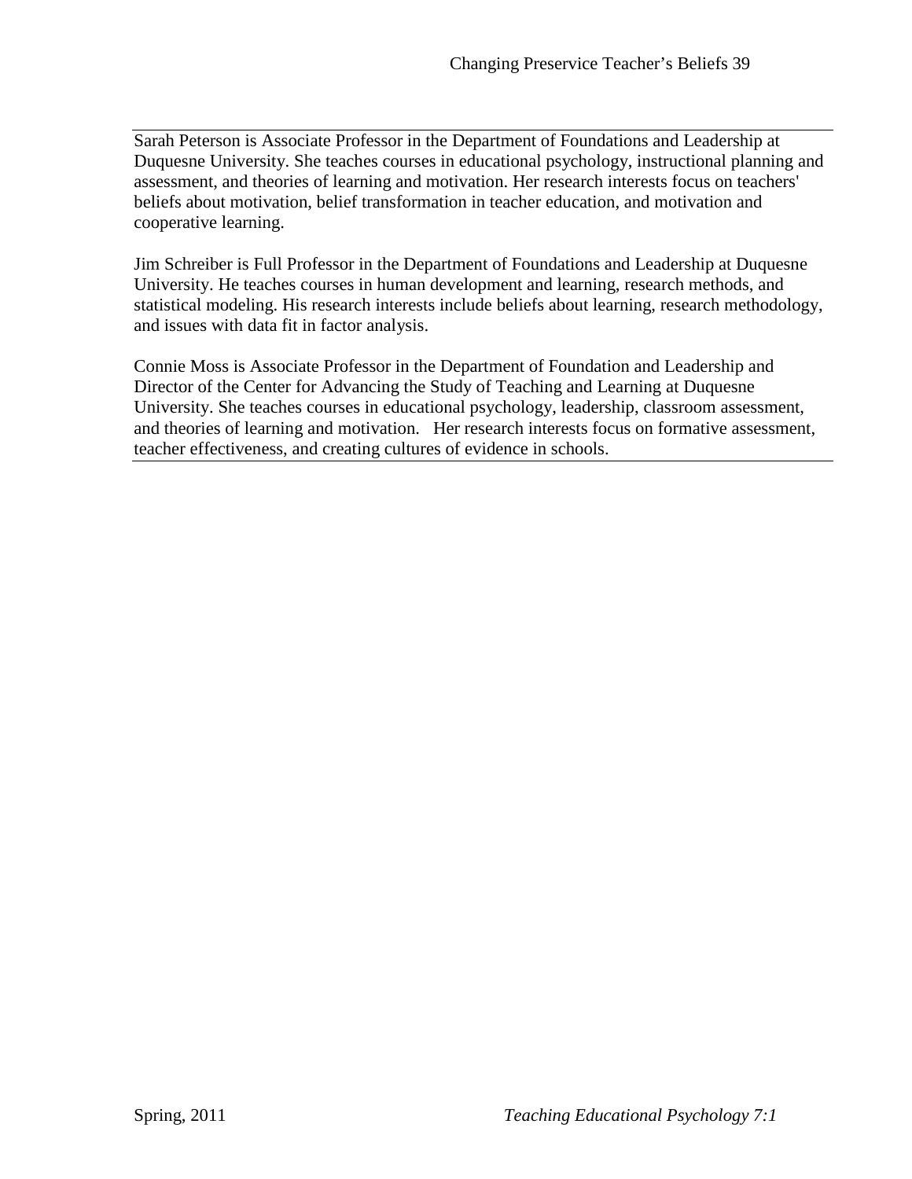Sarah Peterson is Associate Professor in the Department of Foundations and Leadership at Duquesne University. She teaches courses in educational psychology, instructional planning and assessment, and theories of learning and motivation. Her research interests focus on teachers' beliefs about motivation, belief transformation in teacher education, and motivation and cooperative learning.

Jim Schreiber is Full Professor in the Department of Foundations and Leadership at Duquesne University. He teaches courses in human development and learning, research methods, and statistical modeling. His research interests include beliefs about learning, research methodology, and issues with data fit in factor analysis.

Connie Moss is Associate Professor in the Department of Foundation and Leadership and Director of the Center for Advancing the Study of Teaching and Learning at Duquesne University. She teaches courses in educational psychology, leadership, classroom assessment, and theories of learning and motivation. Her research interests focus on formative assessment, teacher effectiveness, and creating cultures of evidence in schools.